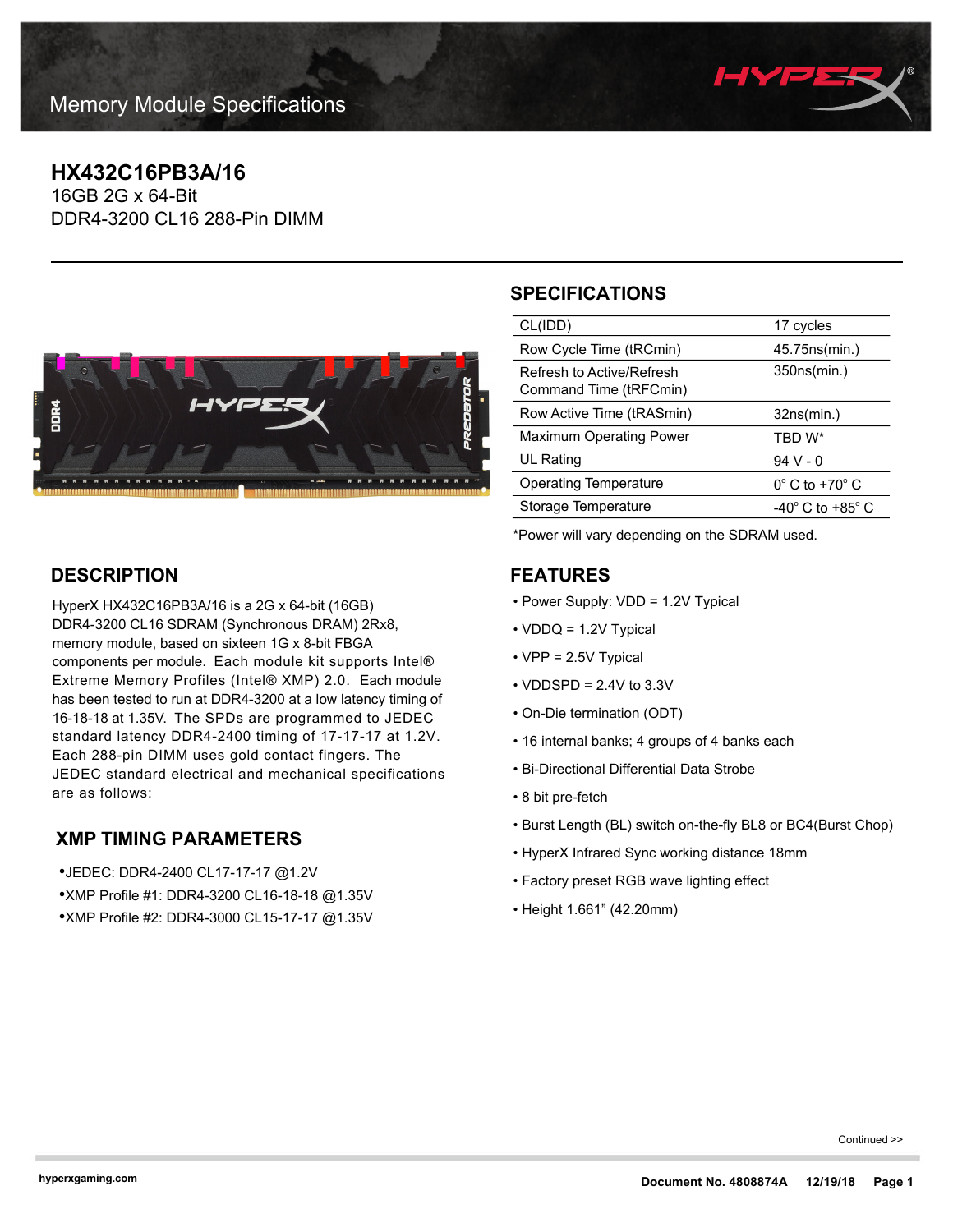Memory Module Specifications

# HX432C16PB3A/16

16GB 2G x 64-Bit
DDR4-3200 CL16 288-Pin DIMM

## SPECIFICATIONS

| | |
|---|---|
| CL(IDD) | 17 cycles |
| Row Cycle Time (tRCmin) | 45.75ns(min.) |
| Refresh to Active/Refresh Command Time (tRFCmin) | 350ns(min.) |
| Row Active Time (tRASmin) | 32ns(min.) |
| Maximum Operating Power | TBD W* |
| UL Rating | 94 V - 0 |
| Operating Temperature | 0° C to +70° C |
| Storage Temperature | -40° C to +85° C |

*Power will vary depending on the SDRAM used.

## DESCRIPTION

HyperX HX432C16PB3A/16 is a 2G x 64-bit (16GB) DDR4-3200 CL16 SDRAM (Synchronous DRAM) 2Rx8, memory module, based on sixteen 1G x 8-bit FBGA components per module. Each module kit supports Intel® Extreme Memory Profiles (Intel® XMP) 2.0. Each module has been tested to run at DDR4-3200 at a low latency timing of 16-18-18 at 1.35V. The SPDs are programmed to JEDEC standard latency DDR4-2400 timing of 17-17-17 at 1.2V. Each 288-pin DIMM uses gold contact fingers. The JEDEC standard electrical and mechanical specifications are as follows:

## XMP TIMING PARAMETERS

- JEDEC: DDR4-2400 CL17-17-17 @1.2V
- XMP Profile #1: DDR4-3200 CL16-18-18 @1.35V
- XMP Profile #2: DDR4-3000 CL15-17-17 @1.35V

## FEATURES

- Power Supply: VDD = 1.2V Typical
- VDDQ = 1.2V Typical
- VPP = 2.5V Typical
- VDDSPD = 2.4V to 3.3V
- On-Die termination (ODT)
- 16 internal banks; 4 groups of 4 banks each
- Bi-Directional Differential Data Strobe
- 8 bit pre-fetch
- Burst Length (BL) switch on-the-fly BL8 or BC4(Burst Chop)
- HyperX Infrared Sync working distance 18mm
- Factory preset RGB wave lighting effect
- Height 1.661" (42.20mm)

Continued >>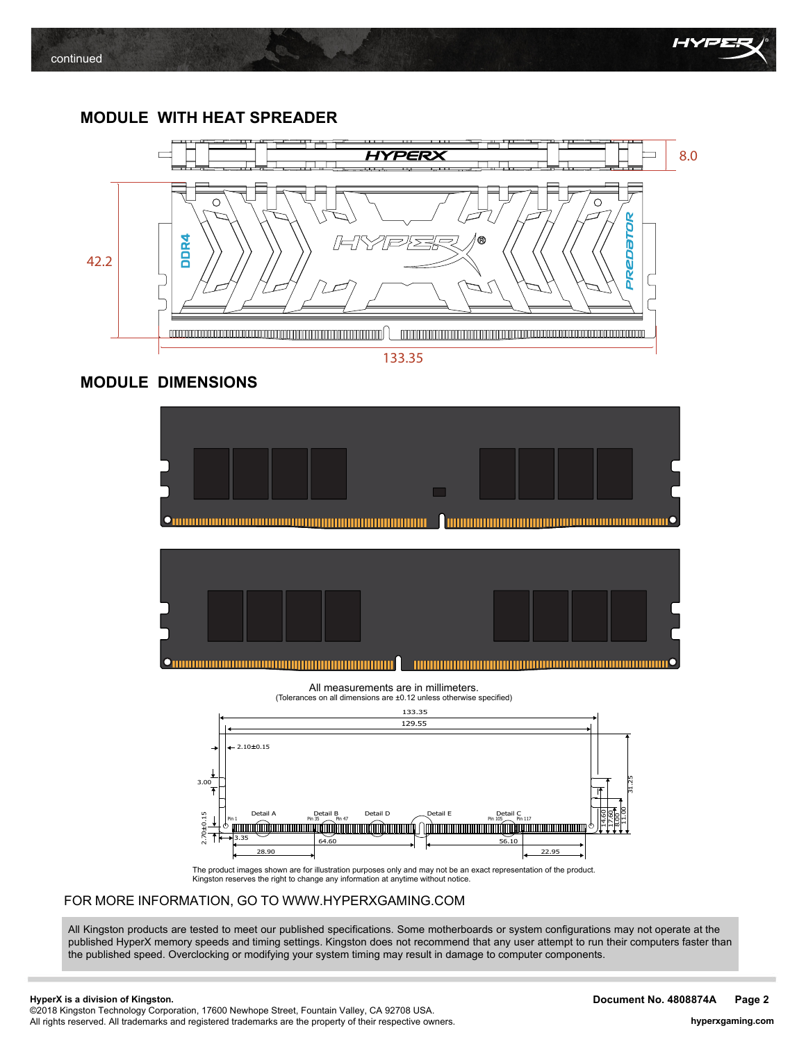## MODULE WITH HEAT SPREADER

8.0

42.2

133.35

## MODULE DIMENSIONS

All measurements are in millimeters.
(Tolerances on all dimensions are ±0.12 unless otherwise specified)

133.35
129.55
2.10±0.15
3.00
2.70±0.15
3.35
28.90
64.60
56.10
22.95
31.25
14.60
17.60
8.00
11.00
Detail A
Detail B
Detail D
Detail E
Detail C
Pin 1
Pin 35
Pin 47
Pin 105
Pin 117

The product images shown are for illustration purposes only and may not be an exact representation of the product.
Kingston reserves the right to change any information at anytime without notice.

FOR MORE INFORMATION, GO TO WWW.HYPERXGAMING.COM

All Kingston products are tested to meet our published specifications. Some motherboards or system configurations may not operate at the published HyperX memory speeds and timing settings. Kingston does not recommend that any user attempt to run their computers faster than the published speed. Overclocking or modifying your system timing may result in damage to computer components.

**HyperX is a division of Kingston.**
©2018 Kingston Technology Corporation, 17600 Newhope Street, Fountain Valley, CA 92708 USA.
All rights reserved. All trademarks and registered trademarks are the property of their respective owners.

**Document No. 4808874A**

**hyperxgaming.com**